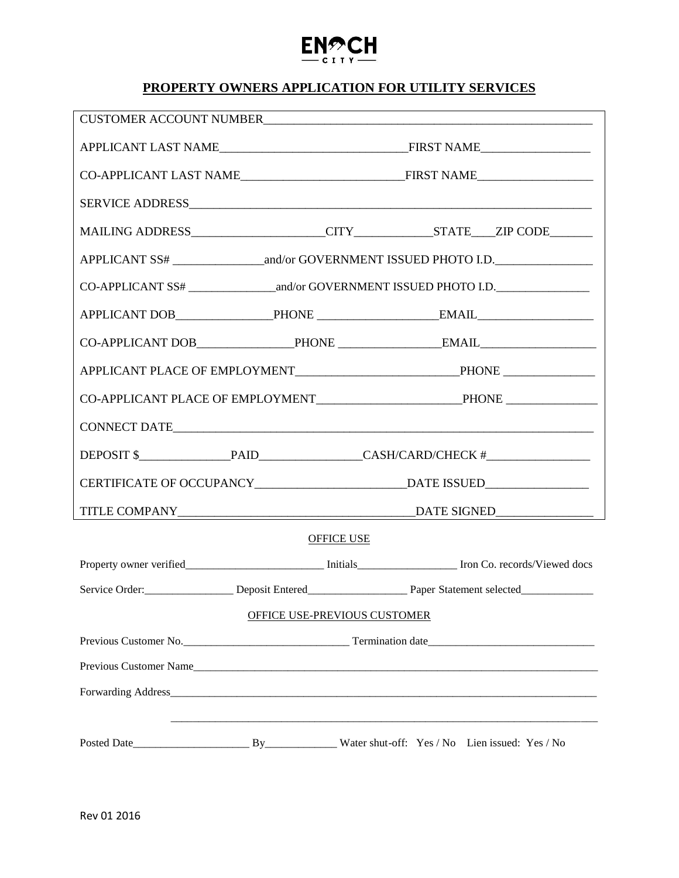# ENOCH CITY

## PROPERTY OWNERS APPLICATION FOR UTILITY SERVICES

CUSTOMER ACCOUNT NUMBER_______________________________________________________

APPLICANT LAST NAME______________________________FIRST NAME_________________

CO-APPLICANT LAST NAME__________________________FIRST NAME__________________

SERVICE ADDRESS_______________________________________________________________

MAILING ADDRESS_____________________CITY____________STATE___ZIP CODE_______

APPLICANT SS# _______________and/or GOVERNMENT ISSUED PHOTO I.D.________________

CO-APPLICANT SS# ______________and/or GOVERNMENT ISSUED PHOTO I.D.________________

APPLICANT DOB_______________PHONE ___________________EMAIL__________________

CO-APPLICANT DOB_______________PHONE ________________EMAIL__________________

APPLICANT PLACE OF EMPLOYMENT__________________________PHONE _______________

CO-APPLICANT PLACE OF EMPLOYMENT______________________PHONE _______________

CONNECT DATE__________________________________________________________________

DEPOSIT $_______________PAID________________CASH/CARD/CHECK #_________________

CERTIFICATE OF OCCUPANCY________________________DATE ISSUED_________________

TITLE COMPANY_____________________________________DATE SIGNED________________

OFFICE USE

Property owner verified________________________ Initials_________________ Iron Co. records/Viewed docs

Service Order:________________ Deposit Entered_________________ Paper Statement selected_____________

OFFICE USE-PREVIOUS CUSTOMER

Previous Customer No.____________________________ Termination date_____________________________

Previous Customer Name________________________________________________________________________

Forwarding Address____________________________________________________________________________

______________________________________________________________________________

Posted Date____________________ By_____________ Water shut-off: Yes / No Lien issued: Yes / No

Rev 01 2016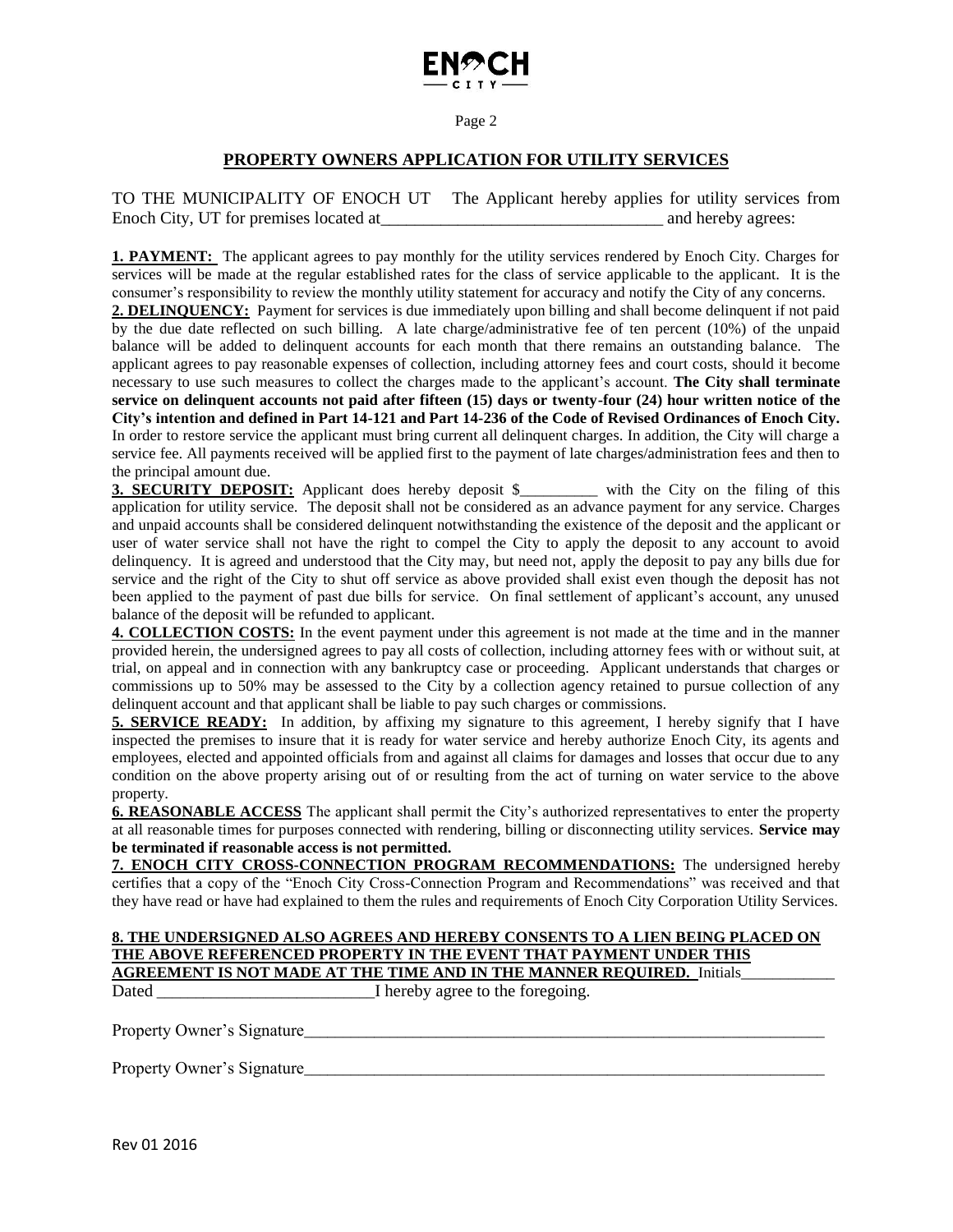## PROPERTY OWNERS APPLICATION FOR UTILITY SERVICES

TO THE MUNICIPALITY OF ENOCH UT The Applicant hereby applies for utility services from Enoch City, UT for premises located at_________________________________ and hereby agrees:

**1. PAYMENT:** The applicant agrees to pay monthly for the utility services rendered by Enoch City. Charges for services will be made at the regular established rates for the class of service applicable to the applicant. It is the consumer's responsibility to review the monthly utility statement for accuracy and notify the City of any concerns.

**2. DELINQUENCY:** Payment for services is due immediately upon billing and shall become delinquent if not paid by the due date reflected on such billing. A late charge/administrative fee of ten percent (10%) of the unpaid balance will be added to delinquent accounts for each month that there remains an outstanding balance. The applicant agrees to pay reasonable expenses of collection, including attorney fees and court costs, should it become necessary to use such measures to collect the charges made to the applicant's account. **The City shall terminate service on delinquent accounts not paid after fifteen (15) days or twenty-four (24) hour written notice of the City's intention and defined in Part 14-121 and Part 14-236 of the Code of Revised Ordinances of Enoch City.** In order to restore service the applicant must bring current all delinquent charges. In addition, the City will charge a service fee. All payments received will be applied first to the payment of late charges/administration fees and then to the principal amount due.

**3. SECURITY DEPOSIT:** Applicant does hereby deposit $__________ with the City on the filing of this application for utility service. The deposit shall not be considered as an advance payment for any service. Charges and unpaid accounts shall be considered delinquent notwithstanding the existence of the deposit and the applicant or user of water service shall not have the right to compel the City to apply the deposit to any account to avoid delinquency. It is agreed and understood that the City may, but need not, apply the deposit to pay any bills due for service and the right of the City to shut off service as above provided shall exist even though the deposit has not been applied to the payment of past due bills for service. On final settlement of applicant's account, any unused balance of the deposit will be refunded to applicant.

**4. COLLECTION COSTS:** In the event payment under this agreement is not made at the time and in the manner provided herein, the undersigned agrees to pay all costs of collection, including attorney fees with or without suit, at trial, on appeal and in connection with any bankruptcy case or proceeding. Applicant understands that charges or commissions up to 50% may be assessed to the City by a collection agency retained to pursue collection of any delinquent account and that applicant shall be liable to pay such charges or commissions.

**5. SERVICE READY:** In addition, by affixing my signature to this agreement, I hereby signify that I have inspected the premises to insure that it is ready for water service and hereby authorize Enoch City, its agents and employees, elected and appointed officials from and against all claims for damages and losses that occur due to any condition on the above property arising out of or resulting from the act of turning on water service to the above property.

**6. REASONABLE ACCESS** The applicant shall permit the City's authorized representatives to enter the property at all reasonable times for purposes connected with rendering, billing or disconnecting utility services. **Service may be terminated if reasonable access is not permitted.**

**7. ENOCH CITY CROSS-CONNECTION PROGRAM RECOMMENDATIONS:** The undersigned hereby certifies that a copy of the "Enoch City Cross-Connection Program and Recommendations" was received and that they have read or have had explained to them the rules and requirements of Enoch City Corporation Utility Services.

**8. THE UNDERSIGNED ALSO AGREES AND HEREBY CONSENTS TO A LIEN BEING PLACED ON THE ABOVE REFERENCED PROPERTY IN THE EVENT THAT PAYMENT UNDER THIS AGREEMENT IS NOT MADE AT THE TIME AND IN THE MANNER REQUIRED.** Initials___________

Dated __________________________I hereby agree to the foregoing.

Property Owner's Signature_________________________________________________________________

Property Owner's Signature_________________________________________________________________

Rev 01 2016